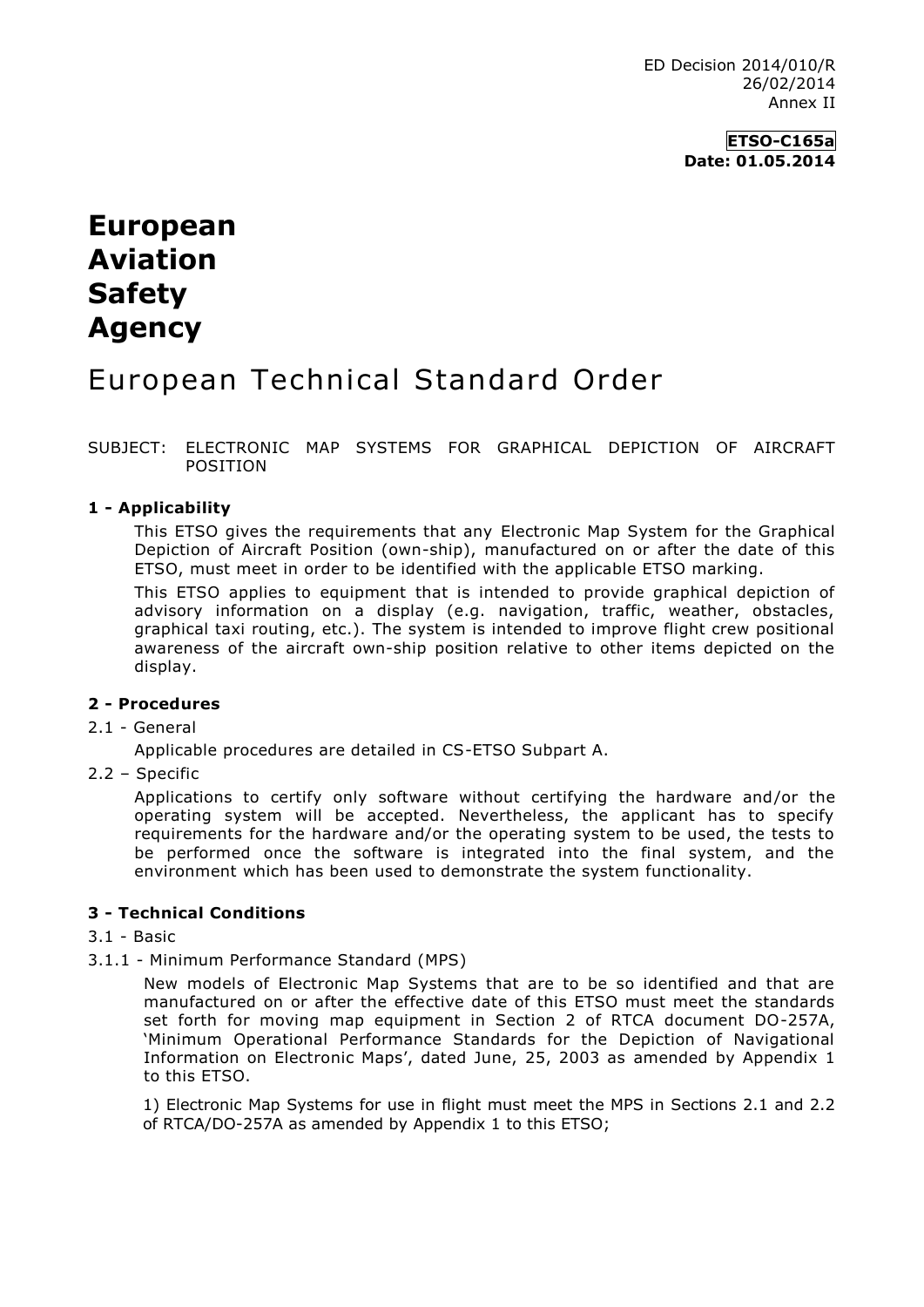ED Decision 2014/010/R
26/02/2014
Annex II

**ETSO-C165a**
**Date: 01.05.2014**

# European Aviation Safety Agency

# European Technical Standard Order

SUBJECT: ELECTRONIC MAP SYSTEMS FOR GRAPHICAL DEPICTION OF AIRCRAFT POSITION

## 1 - Applicability

This ETSO gives the requirements that any Electronic Map System for the Graphical Depiction of Aircraft Position (own-ship), manufactured on or after the date of this ETSO, must meet in order to be identified with the applicable ETSO marking.

This ETSO applies to equipment that is intended to provide graphical depiction of advisory information on a display (e.g. navigation, traffic, weather, obstacles, graphical taxi routing, etc.). The system is intended to improve flight crew positional awareness of the aircraft own-ship position relative to other items depicted on the display.

## 2 - Procedures

2.1 - General

Applicable procedures are detailed in CS-ETSO Subpart A.

2.2 – Specific

Applications to certify only software without certifying the hardware and/or the operating system will be accepted. Nevertheless, the applicant has to specify requirements for the hardware and/or the operating system to be used, the tests to be performed once the software is integrated into the final system, and the environment which has been used to demonstrate the system functionality.

## 3 - Technical Conditions

3.1 - Basic

3.1.1 - Minimum Performance Standard (MPS)

New models of Electronic Map Systems that are to be so identified and that are manufactured on or after the effective date of this ETSO must meet the standards set forth for moving map equipment in Section 2 of RTCA document DO-257A, 'Minimum Operational Performance Standards for the Depiction of Navigational Information on Electronic Maps', dated June, 25, 2003 as amended by Appendix 1 to this ETSO.

1) Electronic Map Systems for use in flight must meet the MPS in Sections 2.1 and 2.2 of RTCA/DO-257A as amended by Appendix 1 to this ETSO;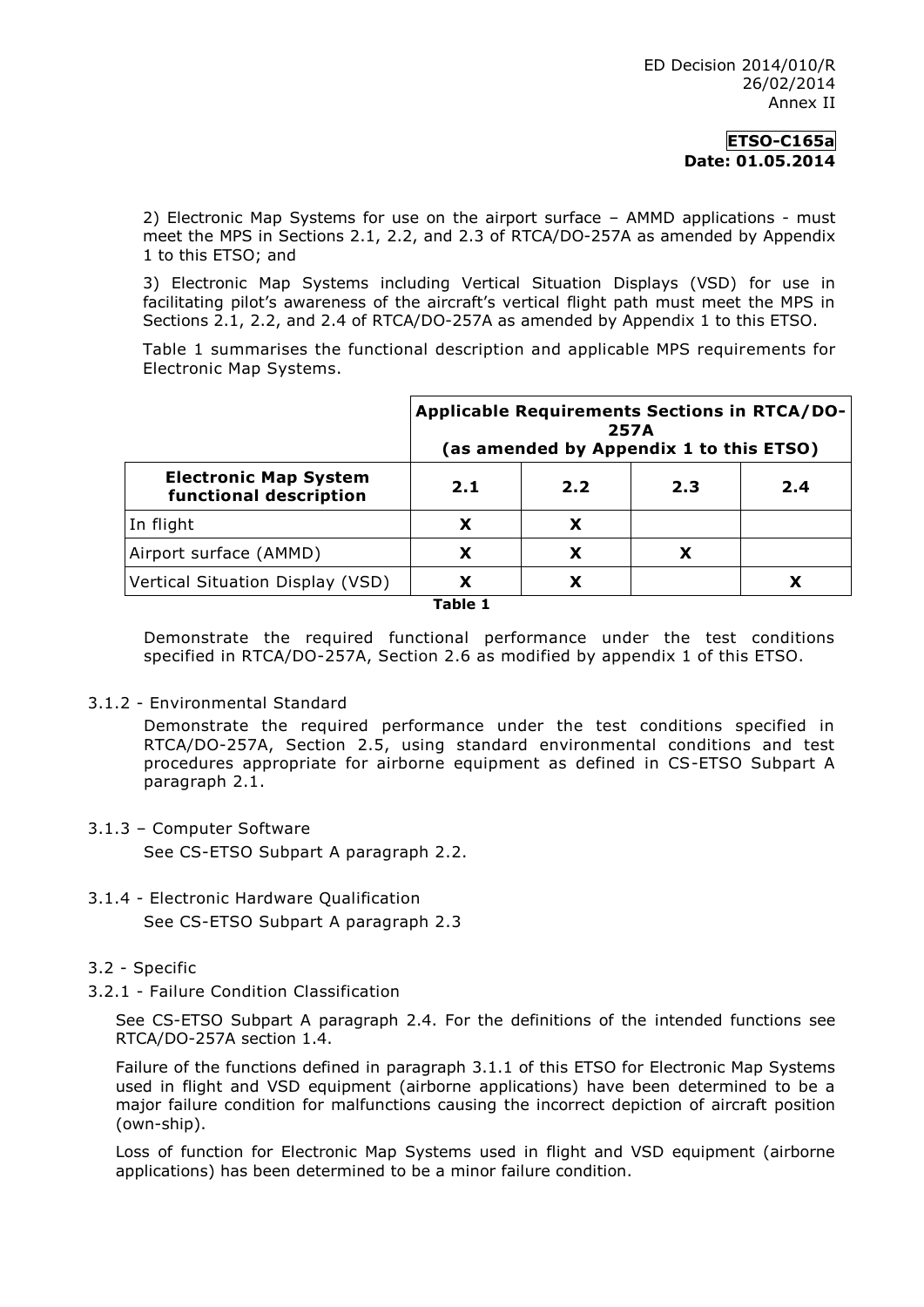2) Electronic Map Systems for use on the airport surface – AMMD applications - must meet the MPS in Sections 2.1, 2.2, and 2.3 of RTCA/DO-257A as amended by Appendix 1 to this ETSO; and

3) Electronic Map Systems including Vertical Situation Displays (VSD) for use in facilitating pilot's awareness of the aircraft's vertical flight path must meet the MPS in Sections 2.1, 2.2, and 2.4 of RTCA/DO-257A as amended by Appendix 1 to this ETSO.

Table 1 summarises the functional description and applicable MPS requirements for Electronic Map Systems.

| | **Applicable Requirements Sections in RTCA/DO-257A (as amended by Appendix 1 to this ETSO)** | | | |
|---|---|---|---|---|
| **Electronic Map System functional description** | **2.1** | **2.2** | **2.3** | **2.4** |
| In flight | **X** | **X** | | |
| Airport surface (AMMD) | **X** | **X** | **X** | |
| Vertical Situation Display (VSD) | **X** | **X** | | **X** |

**Table 1**

Demonstrate the required functional performance under the test conditions specified in RTCA/DO-257A, Section 2.6 as modified by appendix 1 of this ETSO.

3.1.2 - Environmental Standard

Demonstrate the required performance under the test conditions specified in RTCA/DO-257A, Section 2.5, using standard environmental conditions and test procedures appropriate for airborne equipment as defined in CS-ETSO Subpart A paragraph 2.1.

3.1.3 – Computer Software

See CS-ETSO Subpart A paragraph 2.2.

3.1.4 - Electronic Hardware Qualification

See CS-ETSO Subpart A paragraph 2.3

3.2 - Specific

3.2.1 - Failure Condition Classification

See CS-ETSO Subpart A paragraph 2.4. For the definitions of the intended functions see RTCA/DO-257A section 1.4.

Failure of the functions defined in paragraph 3.1.1 of this ETSO for Electronic Map Systems used in flight and VSD equipment (airborne applications) have been determined to be a major failure condition for malfunctions causing the incorrect depiction of aircraft position (own-ship).

Loss of function for Electronic Map Systems used in flight and VSD equipment (airborne applications) has been determined to be a minor failure condition.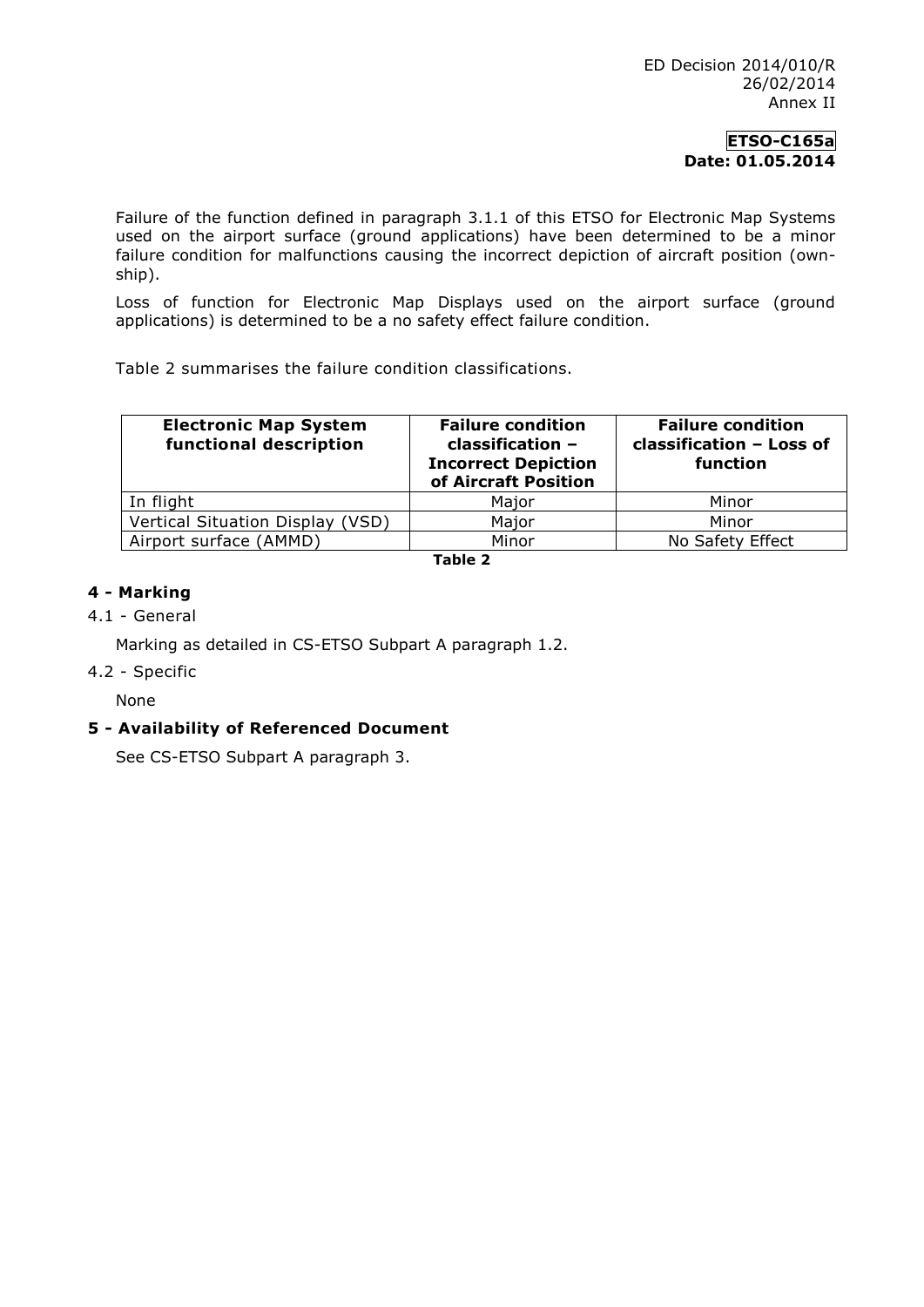Failure of the function defined in paragraph 3.1.1 of this ETSO for Electronic Map Systems used on the airport surface (ground applications) have been determined to be a minor failure condition for malfunctions causing the incorrect depiction of aircraft position (own-ship).

Loss of function for Electronic Map Displays used on the airport surface (ground applications) is determined to be a no safety effect failure condition.

Table 2 summarises the failure condition classifications.

| Electronic Map System functional description | Failure condition classification – Incorrect Depiction of Aircraft Position | Failure condition classification – Loss of function |
| --- | --- | --- |
| In flight | Major | Minor |
| Vertical Situation Display (VSD) | Major | Minor |
| Airport surface (AMMD) | Minor | No Safety Effect |

**Table 2**

## 4 - Marking

4.1 - General

Marking as detailed in CS-ETSO Subpart A paragraph 1.2.

4.2 - Specific

None

## 5 - Availability of Referenced Document

See CS-ETSO Subpart A paragraph 3.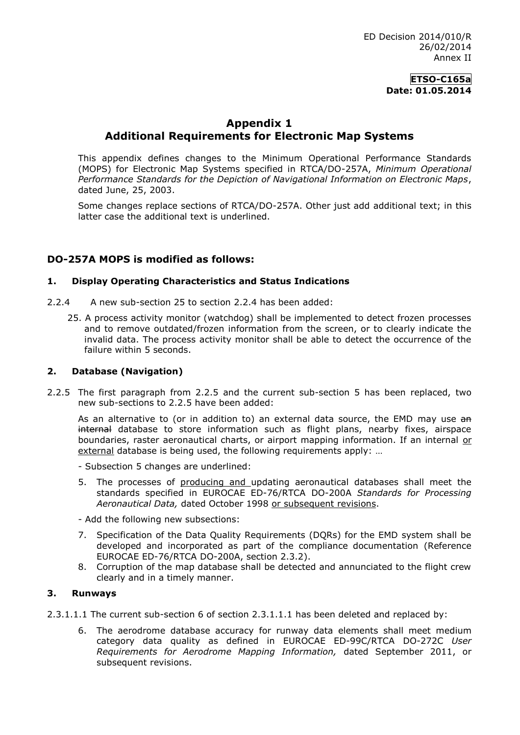ED Decision 2014/010/R
26/02/2014
Annex II

**ETSO-C165a**
**Date: 01.05.2014**

# Appendix 1
# Additional Requirements for Electronic Map Systems

This appendix defines changes to the Minimum Operational Performance Standards (MOPS) for Electronic Map Systems specified in RTCA/DO-257A, *Minimum Operational Performance Standards for the Depiction of Navigational Information on Electronic Maps*, dated June, 25, 2003.

Some changes replace sections of RTCA/DO-257A. Other just add additional text; in this latter case the additional text is underlined.

## DO-257A MOPS is modified as follows:

### 1. Display Operating Characteristics and Status Indications

2.2.4 A new sub-section 25 to section 2.2.4 has been added:

25. A process activity monitor (watchdog) shall be implemented to detect frozen processes and to remove outdated/frozen information from the screen, or to clearly indicate the invalid data. The process activity monitor shall be able to detect the occurrence of the failure within 5 seconds.

### 2. Database (Navigation)

2.2.5 The first paragraph from 2.2.5 and the current sub-section 5 has been replaced, two new sub-sections to 2.2.5 have been added:

As an alternative to (or in addition to) an external data source, the EMD may use ~~an internal~~ database to store information such as flight plans, nearby fixes, airspace boundaries, raster aeronautical charts, or airport mapping information. If an internal <u>or external</u> database is being used, the following requirements apply: …

- Subsection 5 changes are underlined:

5. The processes of <u>producing and</u> updating aeronautical databases shall meet the standards specified in EUROCAE ED-76/RTCA DO-200A *Standards for Processing Aeronautical Data,* dated October 1998 <u>or subsequent revisions</u>.

- Add the following new subsections:

7. Specification of the Data Quality Requirements (DQRs) for the EMD system shall be developed and incorporated as part of the compliance documentation (Reference EUROCAE ED-76/RTCA DO-200A, section 2.3.2).
8. Corruption of the map database shall be detected and annunciated to the flight crew clearly and in a timely manner.

### 3. Runways

2.3.1.1.1 The current sub-section 6 of section 2.3.1.1.1 has been deleted and replaced by:

6. The aerodrome database accuracy for runway data elements shall meet medium category data quality as defined in EUROCAE ED-99C/RTCA DO-272C *User Requirements for Aerodrome Mapping Information,* dated September 2011, or subsequent revisions.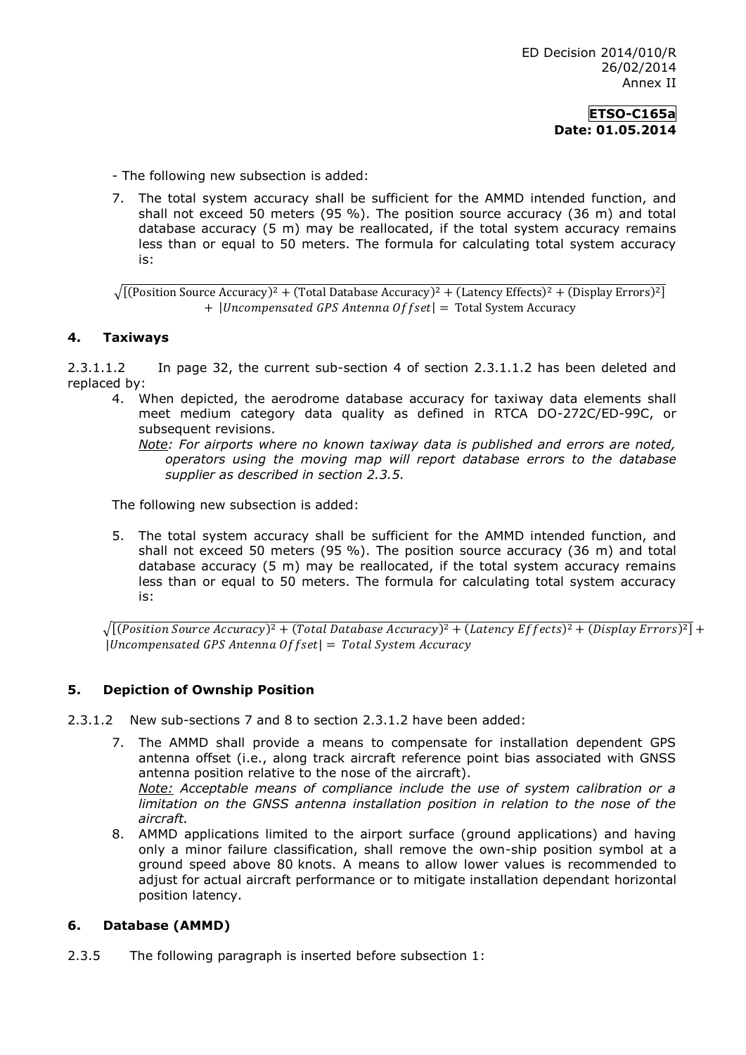- The following new subsection is added:

7. The total system accuracy shall be sufficient for the AMMD intended function, and shall not exceed 50 meters (95 %). The position source accuracy (36 m) and total database accuracy (5 m) may be reallocated, if the total system accuracy remains less than or equal to 50 meters. The formula for calculating total system accuracy is:

$$\sqrt{[(\text{Position Source Accuracy})^2 + (\text{Total Database Accuracy})^2 + (\text{Latency Effects})^2 + (\text{Display Errors})^2]} + |\textit{Uncompensated GPS Antenna Offset}| = \text{Total System Accuracy}$$

## 4. Taxiways

2.3.1.1.2 In page 32, the current sub-section 4 of section 2.3.1.1.2 has been deleted and replaced by:

4. When depicted, the aerodrome database accuracy for taxiway data elements shall meet medium category data quality as defined in RTCA DO-272C/ED-99C, or subsequent revisions.

   *Note: For airports where no known taxiway data is published and errors are noted, operators using the moving map will report database errors to the database supplier as described in section 2.3.5.*

The following new subsection is added:

5. The total system accuracy shall be sufficient for the AMMD intended function, and shall not exceed 50 meters (95 %). The position source accuracy (36 m) and total database accuracy (5 m) may be reallocated, if the total system accuracy remains less than or equal to 50 meters. The formula for calculating total system accuracy is:

$$\sqrt{[(Position\ Source\ Accuracy)^2 + (Total\ Database\ Accuracy)^2 + (Latency\ Effects)^2 + (Display\ Errors)^2]} + |Uncompensated\ GPS\ Antenna\ Offset| = Total\ System\ Accuracy$$

## 5. Depiction of Ownship Position

2.3.1.2 New sub-sections 7 and 8 to section 2.3.1.2 have been added:

7. The AMMD shall provide a means to compensate for installation dependent GPS antenna offset (i.e., along track aircraft reference point bias associated with GNSS antenna position relative to the nose of the aircraft).

   *Note: Acceptable means of compliance include the use of system calibration or a limitation on the GNSS antenna installation position in relation to the nose of the aircraft.*

8. AMMD applications limited to the airport surface (ground applications) and having only a minor failure classification, shall remove the own-ship position symbol at a ground speed above 80 knots. A means to allow lower values is recommended to adjust for actual aircraft performance or to mitigate installation dependant horizontal position latency.

## 6. Database (AMMD)

2.3.5 The following paragraph is inserted before subsection 1: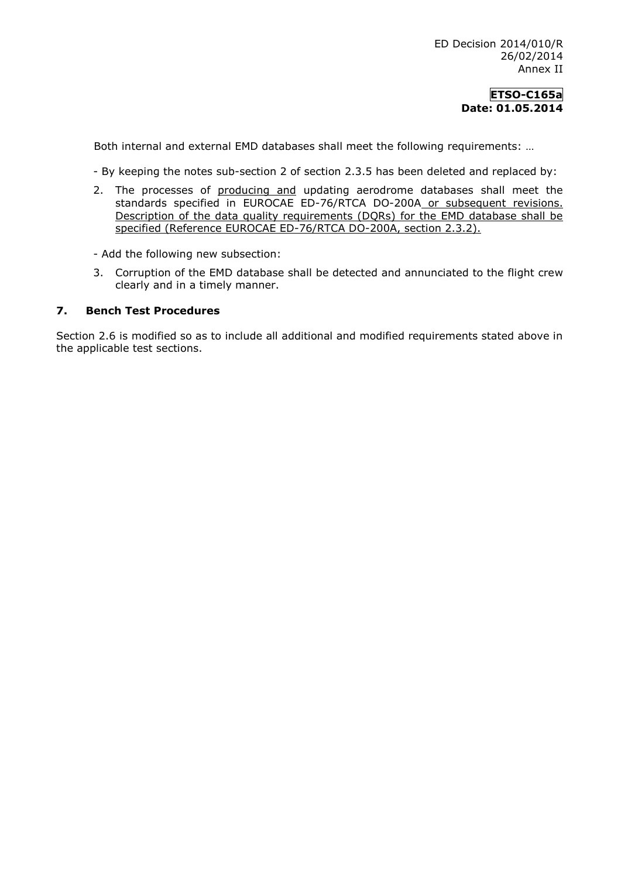Both internal and external EMD databases shall meet the following requirements: …

- By keeping the notes sub-section 2 of section 2.3.5 has been deleted and replaced by:

2. The processes of <u>producing and</u> updating aerodrome databases shall meet the standards specified in EUROCAE ED-76/RTCA DO-200A<u> or subsequent revisions. Description of the data quality requirements (DQRs) for the EMD database shall be specified (Reference EUROCAE ED-76/RTCA DO-200A, section 2.3.2).</u>

- Add the following new subsection:

3. Corruption of the EMD database shall be detected and annunciated to the flight crew clearly and in a timely manner.

## 7. Bench Test Procedures

Section 2.6 is modified so as to include all additional and modified requirements stated above in the applicable test sections.